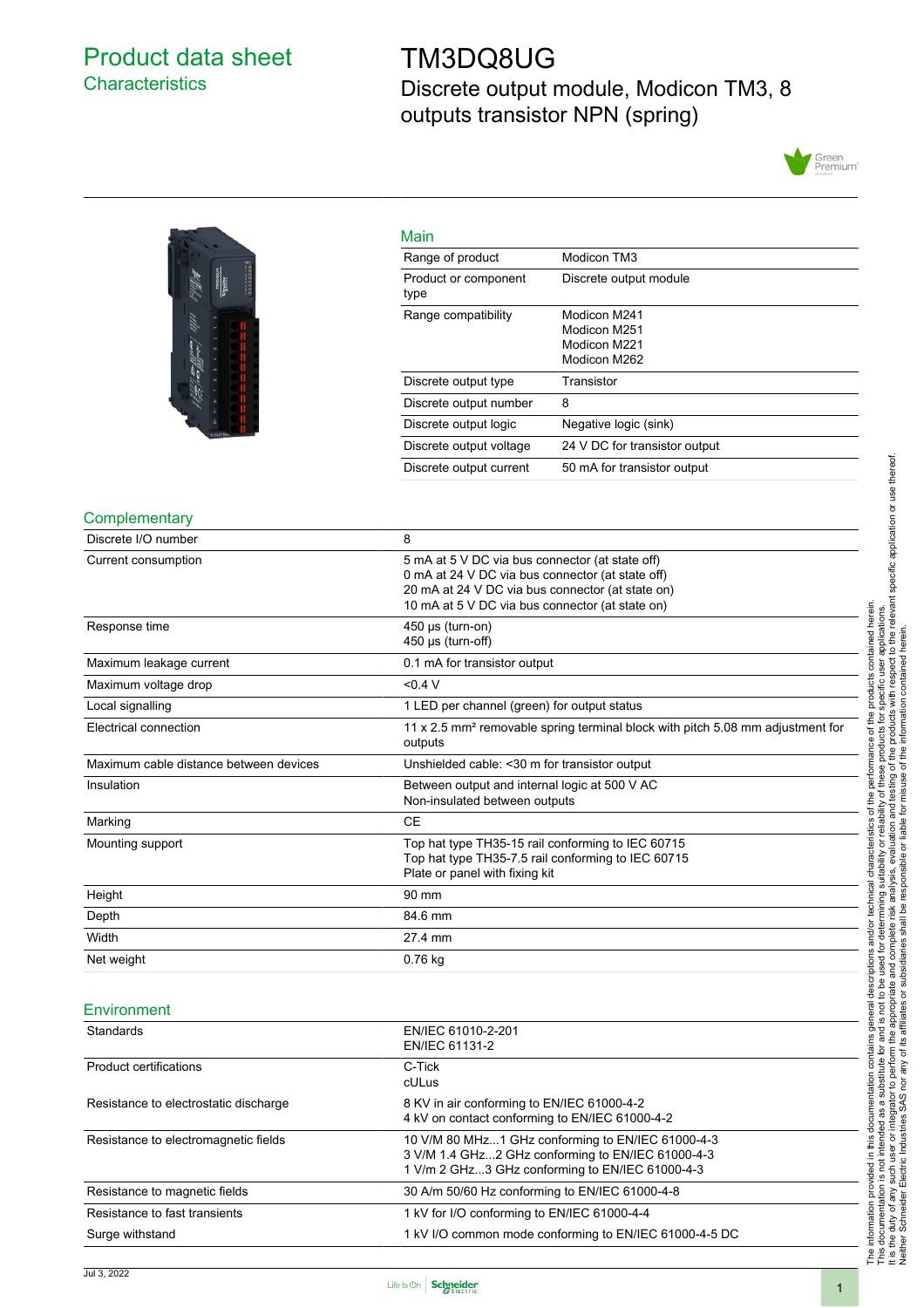# Product data sheet
## Characteristics

# TM3DQ8UG

Discrete output module, Modicon TM3, 8 outputs transistor NPN (spring)

## Main

| | |
|---|---|
| Range of product | Modicon TM3 |
| Product or component type | Discrete output module |
| Range compatibility | Modicon M241<br>Modicon M251<br>Modicon M221<br>Modicon M262 |
| Discrete output type | Transistor |
| Discrete output number | 8 |
| Discrete output logic | Negative logic (sink) |
| Discrete output voltage | 24 V DC for transistor output |
| Discrete output current | 50 mA for transistor output |

## Complementary

| | |
|---|---|
| Discrete I/O number | 8 |
| Current consumption | 5 mA at 5 V DC via bus connector (at state off)<br>0 mA at 24 V DC via bus connector (at state off)<br>20 mA at 24 V DC via bus connector (at state on)<br>10 mA at 5 V DC via bus connector (at state on) |
| Response time | 450 µs (turn-on)<br>450 µs (turn-off) |
| Maximum leakage current | 0.1 mA for transistor output |
| Maximum voltage drop | <0.4 V |
| Local signalling | 1 LED per channel (green) for output status |
| Electrical connection | 11 x 2.5 mm² removable spring terminal block with pitch 5.08 mm adjustment for outputs |
| Maximum cable distance between devices | Unshielded cable: <30 m for transistor output |
| Insulation | Between output and internal logic at 500 V AC<br>Non-insulated between outputs |
| Marking | CE |
| Mounting support | Top hat type TH35-15 rail conforming to IEC 60715<br>Top hat type TH35-7.5 rail conforming to IEC 60715<br>Plate or panel with fixing kit |
| Height | 90 mm |
| Depth | 84.6 mm |
| Width | 27.4 mm |
| Net weight | 0.76 kg |

## Environment

| | |
|---|---|
| Standards | EN/IEC 61010-2-201<br>EN/IEC 61131-2 |
| Product certifications | C-Tick<br>cULus |
| Resistance to electrostatic discharge | 8 KV in air conforming to EN/IEC 61000-4-2<br>4 kV on contact conforming to EN/IEC 61000-4-2 |
| Resistance to electromagnetic fields | 10 V/M 80 MHz...1 GHz conforming to EN/IEC 61000-4-3<br>3 V/M 1.4 GHz...2 GHz conforming to EN/IEC 61000-4-3<br>1 V/m 2 GHz...3 GHz conforming to EN/IEC 61000-4-3 |
| Resistance to magnetic fields | 30 A/m 50/60 Hz conforming to EN/IEC 61000-4-8 |
| Resistance to fast transients | 1 kV for I/O conforming to EN/IEC 61000-4-4 |
| Surge withstand | 1 kV I/O common mode conforming to EN/IEC 61000-4-5 DC |

The information provided in this documentation contains general descriptions and/or technical characteristics of the performance of the products contained herein. This documentation is not intended as a substitute for and is not to be used for determining suitability or reliability of these products for specific user applications. It is the duty of any such user or integrator to perform the appropriate and complete risk analysis, evaluation and testing of the products with respect to the relevant specific application or use thereof. Neither Schneider Electric Industries SAS nor any of its affiliates or subsidiaries shall be responsible or liable for misuse of the information contained herein.

Jul 3, 2022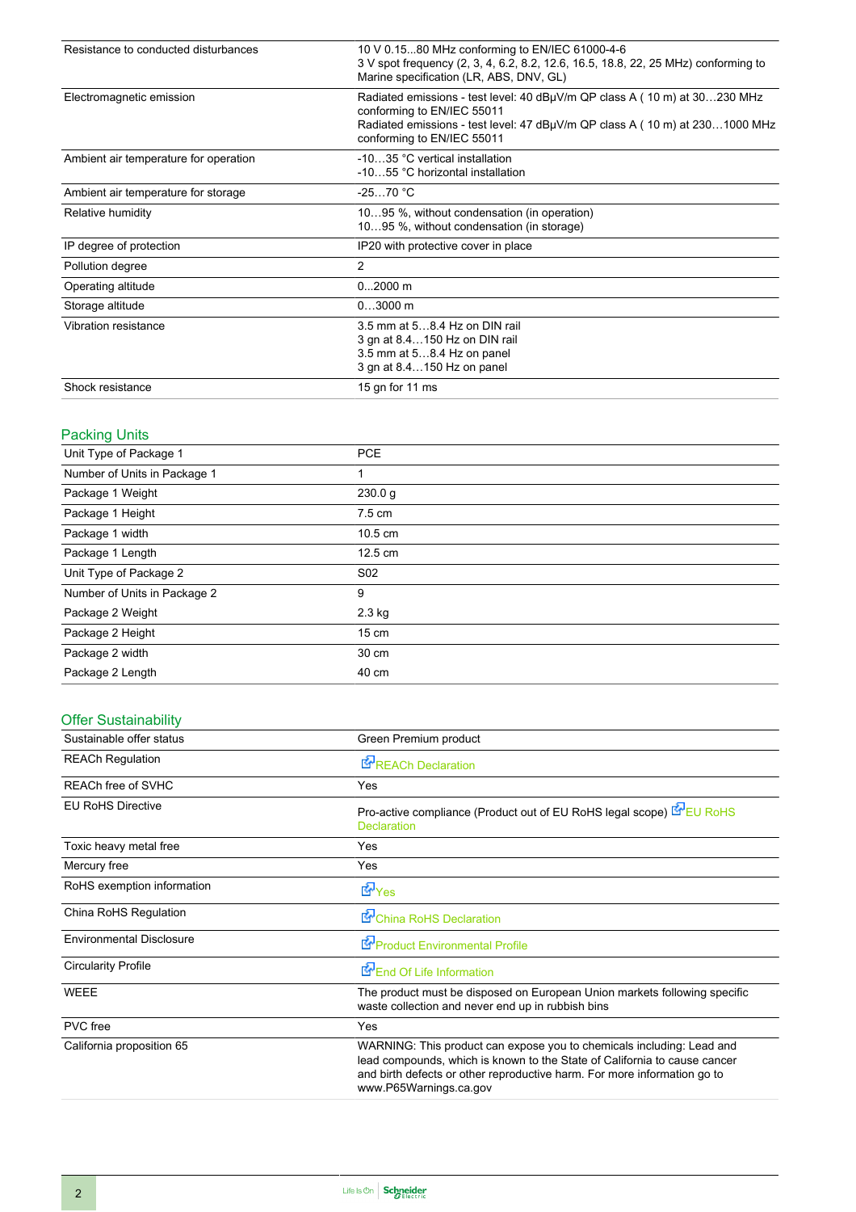| | |
|---|---|
| Resistance to conducted disturbances | 10 V 0.15...80 MHz conforming to EN/IEC 61000-4-6<br>3 V spot frequency (2, 3, 4, 6.2, 8.2, 12.6, 16.5, 18.8, 22, 25 MHz) conforming to Marine specification (LR, ABS, DNV, GL) |
| Electromagnetic emission | Radiated emissions - test level: 40 dBµV/m QP class A ( 10 m) at 30…230 MHz conforming to EN/IEC 55011<br>Radiated emissions - test level: 47 dBµV/m QP class A ( 10 m) at 230…1000 MHz conforming to EN/IEC 55011 |
| Ambient air temperature for operation | -10…35 °C vertical installation<br>-10…55 °C horizontal installation |
| Ambient air temperature for storage | -25…70 °C |
| Relative humidity | 10…95 %, without condensation (in operation)<br>10…95 %, without condensation (in storage) |
| IP degree of protection | IP20 with protective cover in place |
| Pollution degree | 2 |
| Operating altitude | 0...2000 m |
| Storage altitude | 0…3000 m |
| Vibration resistance | 3.5 mm at 5…8.4 Hz on DIN rail<br>3 gn at 8.4…150 Hz on DIN rail<br>3.5 mm at 5…8.4 Hz on panel<br>3 gn at 8.4…150 Hz on panel |
| Shock resistance | 15 gn for 11 ms |

## Packing Units

| | |
|---|---|
| Unit Type of Package 1 | PCE |
| Number of Units in Package 1 | 1 |
| Package 1 Weight | 230.0 g |
| Package 1 Height | 7.5 cm |
| Package 1 width | 10.5 cm |
| Package 1 Length | 12.5 cm |
| Unit Type of Package 2 | S02 |
| Number of Units in Package 2 | 9 |
| Package 2 Weight | 2.3 kg |
| Package 2 Height | 15 cm |
| Package 2 width | 30 cm |
| Package 2 Length | 40 cm |

## Offer Sustainability

| | |
|---|---|
| Sustainable offer status | Green Premium product |
| REACh Regulation | REACh Declaration |
| REACh free of SVHC | Yes |
| EU RoHS Directive | Pro-active compliance (Product out of EU RoHS legal scope) EU RoHS Declaration |
| Toxic heavy metal free | Yes |
| Mercury free | Yes |
| RoHS exemption information | Yes |
| China RoHS Regulation | China RoHS Declaration |
| Environmental Disclosure | Product Environmental Profile |
| Circularity Profile | End Of Life Information |
| WEEE | The product must be disposed on European Union markets following specific waste collection and never end up in rubbish bins |
| PVC free | Yes |
| California proposition 65 | WARNING: This product can expose you to chemicals including: Lead and lead compounds, which is known to the State of California to cause cancer and birth defects or other reproductive harm. For more information go to www.P65Warnings.ca.gov |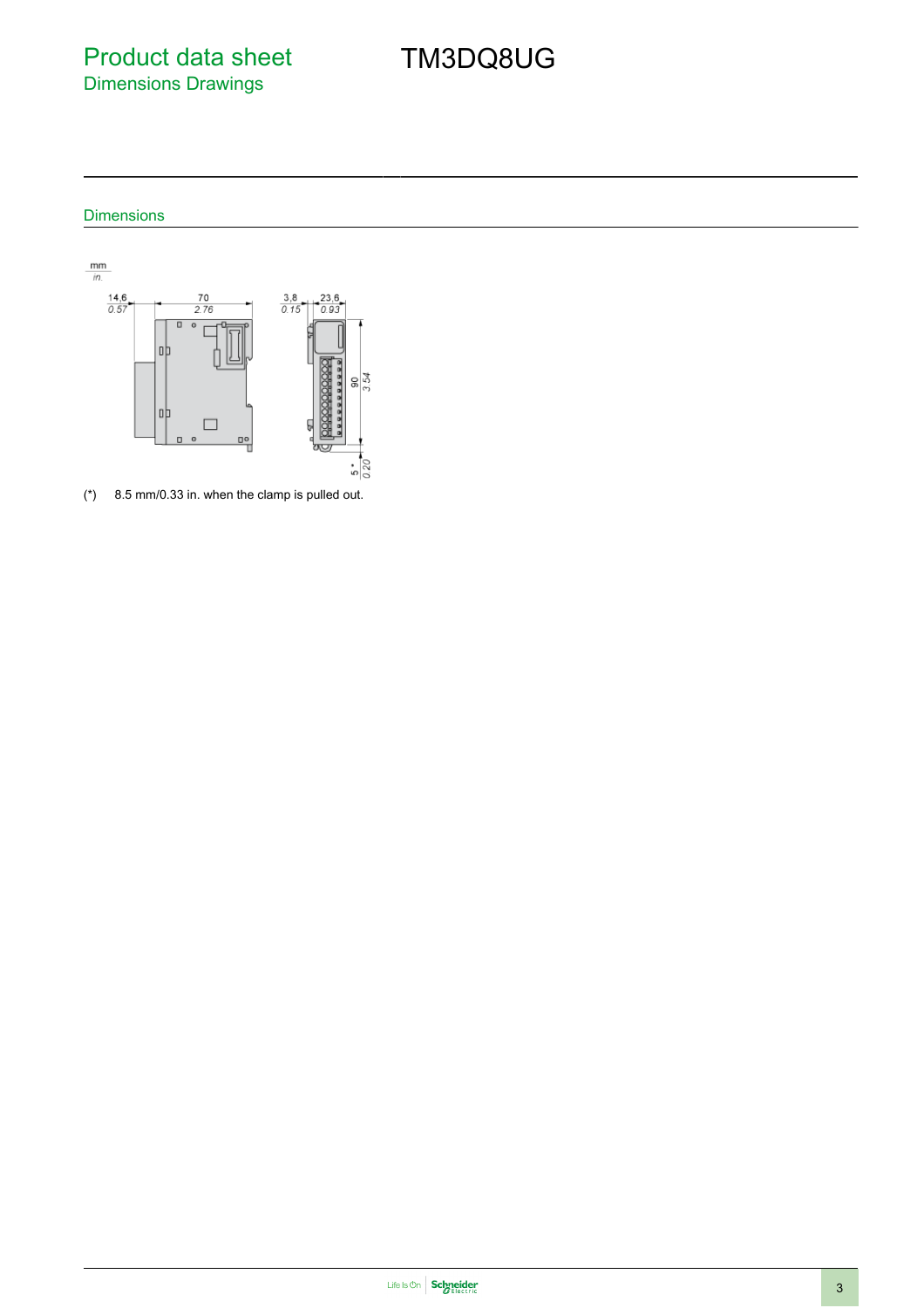# Product data sheet

## Dimensions Drawings

# TM3DQ8UG

### Dimensions

(*) 8.5 mm/0.33 in. when the clamp is pulled out.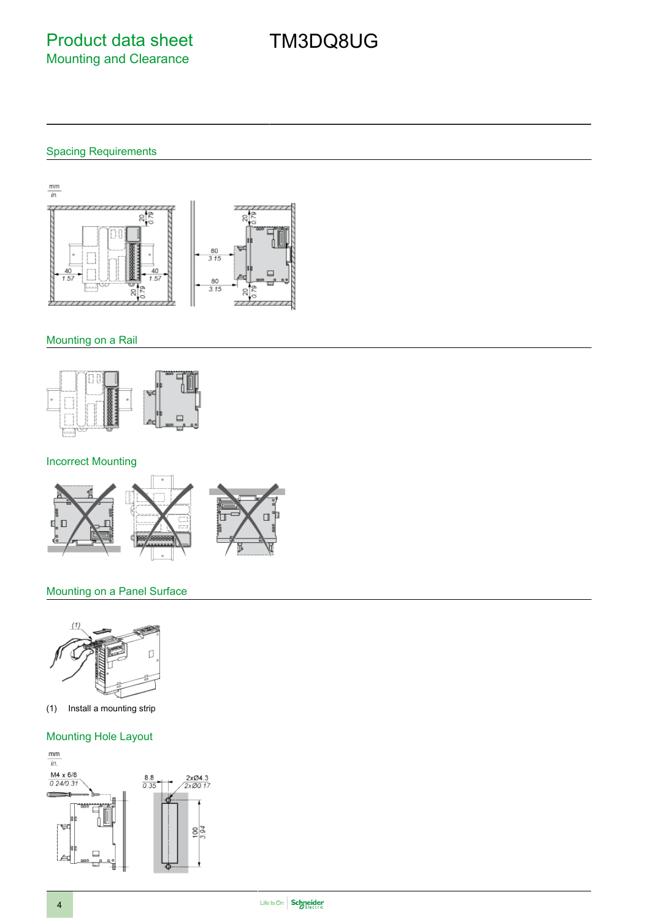# Product data sheet

## Mounting and Clearance

TM3DQ8UG

### Spacing Requirements

### Mounting on a Rail

### Incorrect Mounting

### Mounting on a Panel Surface

(1) Install a mounting strip

### Mounting Hole Layout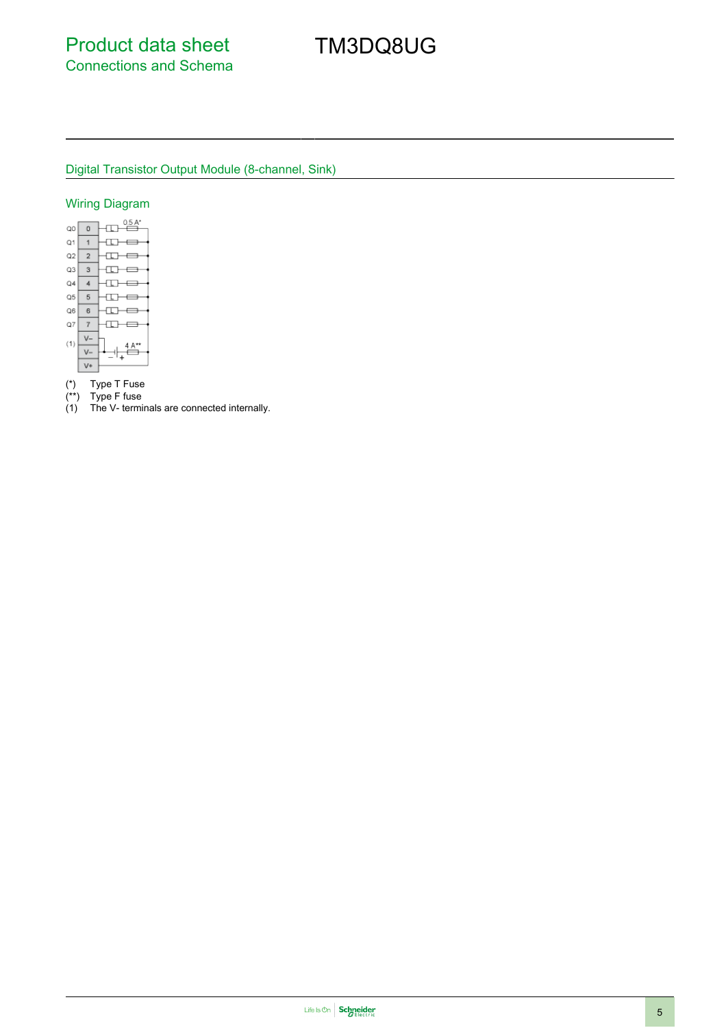# Product data sheet

## Connections and Schema

# TM3DQ8UG

## Digital Transistor Output Module (8-channel, Sink)

### Wiring Diagram

Q0 0
Q1 1
Q2 2
Q3 3
Q4 4
Q5 5
Q6 6
Q7 7
(1) V–
V–
V+
0.5 A*
4 A**
–
+

(*) Type T Fuse
(**) Type F fuse
(1) The V- terminals are connected internally.